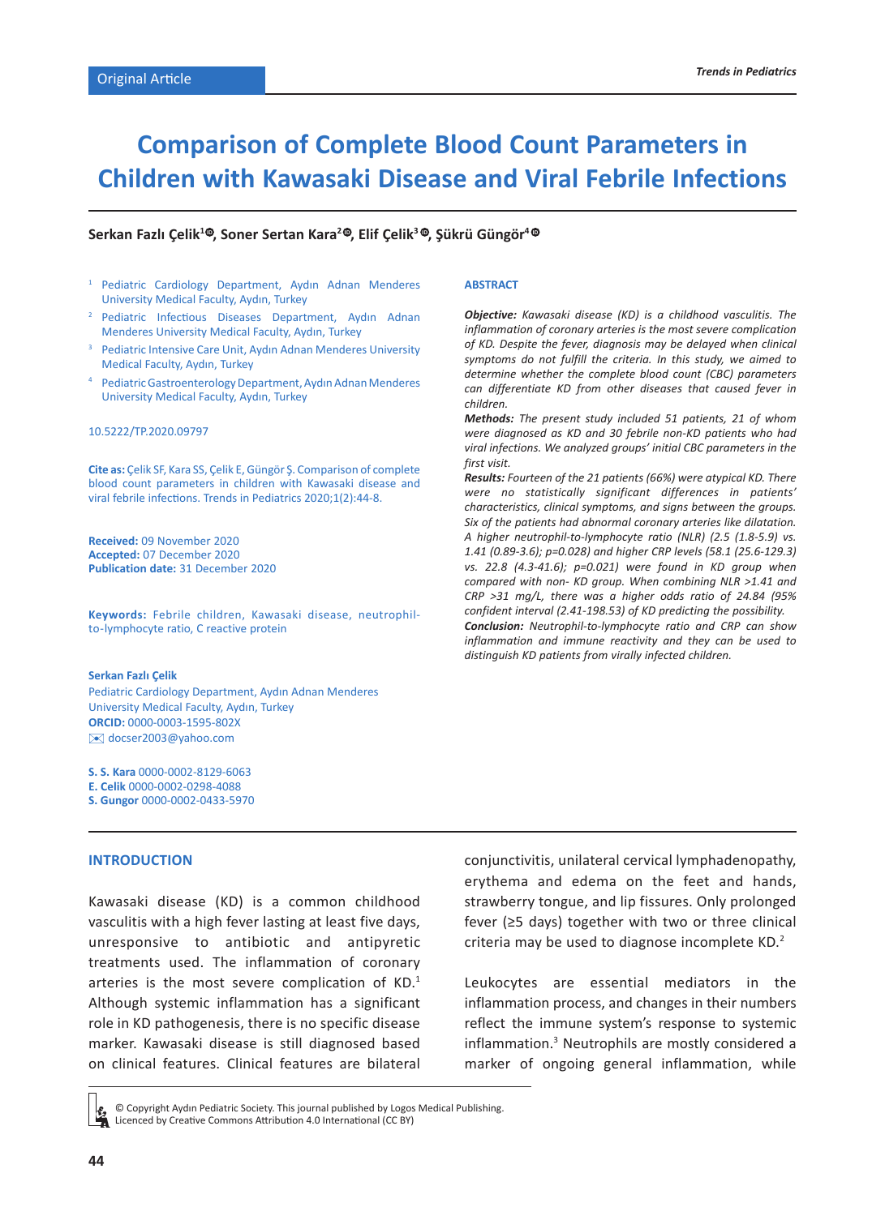Original Article

# Comparison of Complete Blood Count Parameters in Children with Kawasaki Disease and Viral Febrile Infections

**Serkan Fazlı Çelik[1], Soner Sertan Kara[2], Elif Çelik[3], Şükrü Güngör[4]**

[1] Pediatric Cardiology Department, Aydın Adnan Menderes University Medical Faculty, Aydın, Turkey

[2] Pediatric Infectious Diseases Department, Aydın Adnan Menderes University Medical Faculty, Aydın, Turkey

[3] Pediatric Intensive Care Unit, Aydın Adnan Menderes University Medical Faculty, Aydın, Turkey

[4] Pediatric Gastroenterology Department, Aydın Adnan Menderes University Medical Faculty, Aydın, Turkey

10.5222/TP.2020.09797

**Cite as:** Çelik SF, Kara SS, Çelik E, Güngör Ş. Comparison of complete blood count parameters in children with Kawasaki disease and viral febrile infections. Trends in Pediatrics 2020;1(2):44-8.

**Received:** 09 November 2020
**Accepted:** 07 December 2020
**Publication date:** 31 December 2020

**Keywords:** Febrile children, Kawasaki disease, neutrophil-to-lymphocyte ratio, C reactive protein

**Serkan Fazlı Çelik**
Pediatric Cardiology Department, Aydın Adnan Menderes University Medical Faculty, Aydın, Turkey
**ORCID:** 0000-0003-1595-802X
docser2003@yahoo.com

**S. S. Kara** 0000-0002-8129-6063
**E. Celik** 0000-0002-0298-4088
**S. Gungor** 0000-0002-0433-5970

## ABSTRACT

***Objective:*** *Kawasaki disease (KD) is a childhood vasculitis. The inflammation of coronary arteries is the most severe complication of KD. Despite the fever, diagnosis may be delayed when clinical symptoms do not fulfill the criteria. In this study, we aimed to determine whether the complete blood count (CBC) parameters can differentiate KD from other diseases that caused fever in children.*

***Methods:*** *The present study included 51 patients, 21 of whom were diagnosed as KD and 30 febrile non-KD patients who had viral infections. We analyzed groups' initial CBC parameters in the first visit.*

***Results:*** *Fourteen of the 21 patients (66%) were atypical KD. There were no statistically significant differences in patients' characteristics, clinical symptoms, and signs between the groups. Six of the patients had abnormal coronary arteries like dilatation. A higher neutrophil-to-lymphocyte ratio (NLR) (2.5 (1.8-5.9) vs. 1.41 (0.89-3.6); p=0.028) and higher CRP levels (58.1 (25.6-129.3) vs. 22.8 (4.3-41.6); p=0.021) were found in KD group when compared with non- KD group. When combining NLR >1.41 and CRP >31 mg/L, there was a higher odds ratio of 24.84 (95% confident interval (2.41-198.53) of KD predicting the possibility.*

***Conclusion:*** *Neutrophil-to-lymphocyte ratio and CRP can show inflammation and immune reactivity and they can be used to distinguish KD patients from virally infected children.*

## INTRODUCTION

Kawasaki disease (KD) is a common childhood vasculitis with a high fever lasting at least five days, unresponsive to antibiotic and antipyretic treatments used. The inflammation of coronary arteries is the most severe complication of KD.[1] Although systemic inflammation has a significant role in KD pathogenesis, there is no specific disease marker. Kawasaki disease is still diagnosed based on clinical features. Clinical features are bilateral conjunctivitis, unilateral cervical lymphadenopathy, erythema and edema on the feet and hands, strawberry tongue, and lip fissures. Only prolonged fever (≥5 days) together with two or three clinical criteria may be used to diagnose incomplete KD.[2]

Leukocytes are essential mediators in the inflammation process, and changes in their numbers reflect the immune system's response to systemic inflammation.[3] Neutrophils are mostly considered a marker of ongoing general inflammation, while

© Copyright Aydın Pediatric Society. This journal published by Logos Medical Publishing. Licenced by Creative Commons Attribution 4.0 International (CC BY)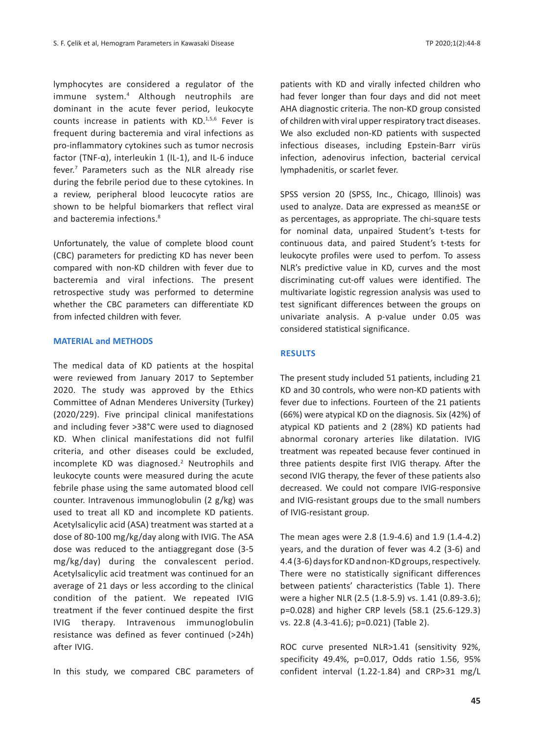lymphocytes are considered a regulator of the immune system.[4] Although neutrophils are dominant in the acute fever period, leukocyte counts increase in patients with KD.[1,5,6] Fever is frequent during bacteremia and viral infections as pro-inflammatory cytokines such as tumor necrosis factor (TNF-α), interleukin 1 (IL-1), and IL-6 induce fever.[7] Parameters such as the NLR already rise during the febrile period due to these cytokines. In a review, peripheral blood leucocyte ratios are shown to be helpful biomarkers that reflect viral and bacteremia infections.[8]

Unfortunately, the value of complete blood count (CBC) parameters for predicting KD has never been compared with non-KD children with fever due to bacteremia and viral infections. The present retrospective study was performed to determine whether the CBC parameters can differentiate KD from infected children with fever.

## MATERIAL and METHODS

The medical data of KD patients at the hospital were reviewed from January 2017 to September 2020. The study was approved by the Ethics Committee of Adnan Menderes University (Turkey) (2020/229). Five principal clinical manifestations and including fever >38°C were used to diagnosed KD. When clinical manifestations did not fulfil criteria, and other diseases could be excluded, incomplete KD was diagnosed.[2] Neutrophils and leukocyte counts were measured during the acute febrile phase using the same automated blood cell counter. Intravenous immunoglobulin (2 g/kg) was used to treat all KD and incomplete KD patients. Acetylsalicylic acid (ASA) treatment was started at a dose of 80-100 mg/kg/day along with IVIG. The ASA dose was reduced to the antiaggregant dose (3-5 mg/kg/day) during the convalescent period. Acetylsalicylic acid treatment was continued for an average of 21 days or less according to the clinical condition of the patient. We repeated IVIG treatment if the fever continued despite the first IVIG therapy. Intravenous immunoglobulin resistance was defined as fever continued (>24h) after IVIG.

In this study, we compared CBC parameters of patients with KD and virally infected children who had fever longer than four days and did not meet AHA diagnostic criteria. The non-KD group consisted of children with viral upper respiratory tract diseases. We also excluded non-KD patients with suspected infectious diseases, including Epstein-Barr virüs infection, adenovirus infection, bacterial cervical lymphadenitis, or scarlet fever.

SPSS version 20 (SPSS, Inc., Chicago, Illinois) was used to analyze. Data are expressed as mean±SE or as percentages, as appropriate. The chi-square tests for nominal data, unpaired Student's t-tests for continuous data, and paired Student's t-tests for leukocyte profiles were used to perfom. To assess NLR's predictive value in KD, curves and the most discriminating cut-off values were identified. The multivariate logistic regression analysis was used to test significant differences between the groups on univariate analysis. A p-value under 0.05 was considered statistical significance.

## RESULTS

The present study included 51 patients, including 21 KD and 30 controls, who were non-KD patients with fever due to infections. Fourteen of the 21 patients (66%) were atypical KD on the diagnosis. Six (42%) of atypical KD patients and 2 (28%) KD patients had abnormal coronary arteries like dilatation. IVIG treatment was repeated because fever continued in three patients despite first IVIG therapy. After the second IVIG therapy, the fever of these patients also decreased. We could not compare IVIG-responsive and IVIG-resistant groups due to the small numbers of IVIG-resistant group.

The mean ages were 2.8 (1.9-4.6) and 1.9 (1.4-4.2) years, and the duration of fever was 4.2 (3-6) and 4.4 (3-6) days for KD and non-KD groups, respectively. There were no statistically significant differences between patients' characteristics (Table 1). There were a higher NLR (2.5 (1.8-5.9) vs. 1.41 (0.89-3.6); p=0.028) and higher CRP levels (58.1 (25.6-129.3) vs. 22.8 (4.3-41.6); p=0.021) (Table 2).

ROC curve presented NLR>1.41 (sensitivity 92%, specificity 49.4%, p=0.017, Odds ratio 1.56, 95% confident interval (1.22-1.84) and CRP>31 mg/L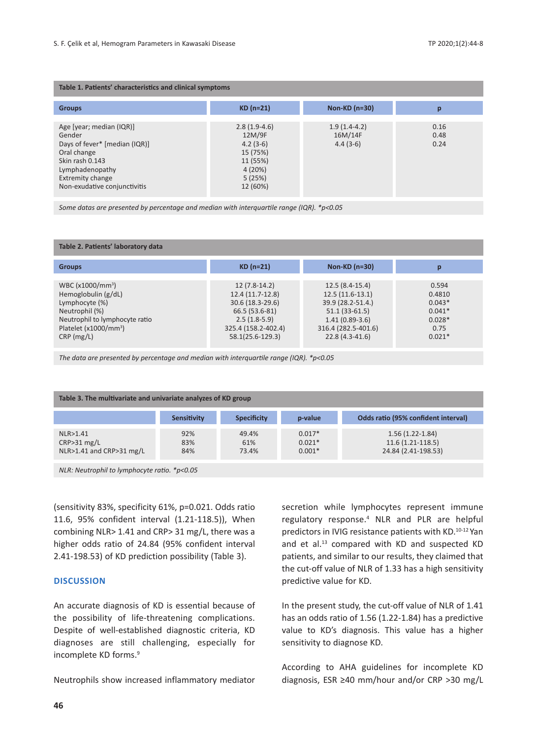**Table 1. Patients' characteristics and clinical symptoms**

| Groups | KD (n=21) | Non-KD (n=30) | p |
|---|---|---|---|
| Age [year; median (IQR)] | 2.8 (1.9-4.6) | 1.9 (1.4-4.2) | 0.16 |
| Gender | 12M/9F | 16M/14F | 0.48 |
| Days of fever* [median (IQR)] | 4.2 (3-6) | 4.4 (3-6) | 0.24 |
| Oral change | 15 (75%) | | |
| Skin rash 0.143 | 11 (55%) | | |
| Lymphadenopathy | 4 (20%) | | |
| Extremity change | 5 (25%) | | |
| Non-exudative conjunctivitis | 12 (60%) | | |

*Some datas are presented by percentage and median with interquartile range (IQR). \*p<0.05*

**Table 2. Patients' laboratory data**

| Groups | KD (n=21) | Non-KD (n=30) | p |
|---|---|---|---|
| WBC (x1000/mm$^3$) | 12 (7.8-14.2) | 12.5 (8.4-15.4) | 0.594 |
| Hemoglobulin (g/dL) | 12.4 (11.7-12.8) | 12.5 (11.6-13.1) | 0.4810 |
| Lymphocyte (%) | 30.6 (18.3-29.6) | 39.9 (28.2-51.4.) | 0.043* |
| Neutrophil (%) | 66.5 (53.6-81) | 51.1 (33-61.5) | 0.041* |
| Neutrophil to lymphocyte ratio | 2.5 (1.8-5.9) | 1.41 (0.89-3.6) | 0.028* |
| Platelet (x1000/mm$^3$) | 325.4 (158.2-402.4) | 316.4 (282.5-401.6) | 0.75 |
| CRP (mg/L) | 58.1(25.6-129.3) | 22.8 (4.3-41.6) | 0.021* |

*The data are presented by percentage and median with interquartile range (IQR). \*p<0.05*

**Table 3. The multivariate and univariate analyzes of KD group**

| | Sensitivity | Specificity | p-value | Odds ratio (95% confident interval) |
|---|---|---|---|---|
| NLR>1.41 | 92% | 49.4% | 0.017* | 1.56 (1.22-1.84) |
| CRP>31 mg/L | 83% | 61% | 0.021* | 11.6 (1.21-118.5) |
| NLR>1.41 and CRP>31 mg/L | 84% | 73.4% | 0.001* | 24.84 (2.41-198.53) |

*NLR: Neutrophil to lymphocyte ratio. \*p<0.05*

(sensitivity 83%, specificity 61%, p=0.021. Odds ratio 11.6, 95% confident interval (1.21-118.5)), When combining NLR> 1.41 and CRP> 31 mg/L, there was a higher odds ratio of 24.84 (95% confident interval 2.41-198.53) of KD prediction possibility (Table 3).

## DISCUSSION

An accurate diagnosis of KD is essential because of the possibility of life-threatening complications. Despite of well-established diagnostic criteria, KD diagnoses are still challenging, especially for incomplete KD forms.[9]

Neutrophils show increased inflammatory mediator secretion while lymphocytes represent immune regulatory response.[4] NLR and PLR are helpful predictors in IVIG resistance patients with KD.[10-12] Yan and et al.[13] compared with KD and suspected KD patients, and similar to our results, they claimed that the cut-off value of NLR of 1.33 has a high sensitivity predictive value for KD.

In the present study, the cut-off value of NLR of 1.41 has an odds ratio of 1.56 (1.22-1.84) has a predictive value to KD's diagnosis. This value has a higher sensitivity to diagnose KD.

According to AHA guidelines for incomplete KD diagnosis, ESR ≥40 mm/hour and/or CRP >30 mg/L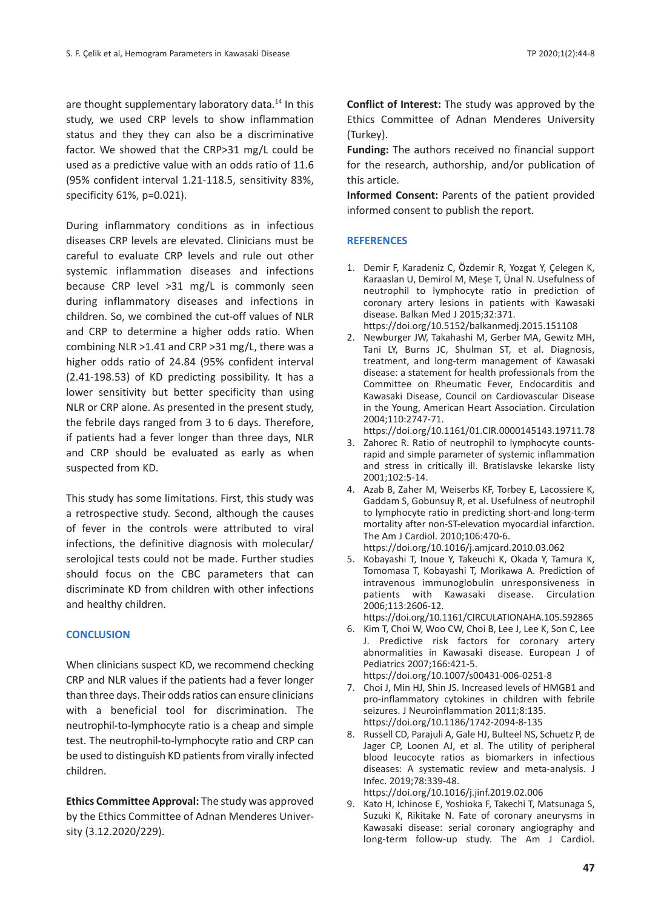are thought supplementary laboratory data.[14] In this study, we used CRP levels to show inflammation status and they they can also be a discriminative factor. We showed that the CRP>31 mg/L could be used as a predictive value with an odds ratio of 11.6 (95% confident interval 1.21-118.5, sensitivity 83%, specificity 61%, p=0.021).

During inflammatory conditions as in infectious diseases CRP levels are elevated. Clinicians must be careful to evaluate CRP levels and rule out other systemic inflammation diseases and infections because CRP level >31 mg/L is commonly seen during inflammatory diseases and infections in children. So, we combined the cut-off values of NLR and CRP to determine a higher odds ratio. When combining NLR >1.41 and CRP >31 mg/L, there was a higher odds ratio of 24.84 (95% confident interval (2.41-198.53) of KD predicting possibility. It has a lower sensitivity but better specificity than using NLR or CRP alone. As presented in the present study, the febrile days ranged from 3 to 6 days. Therefore, if patients had a fever longer than three days, NLR and CRP should be evaluated as early as when suspected from KD.

This study has some limitations. First, this study was a retrospective study. Second, although the causes of fever in the controls were attributed to viral infections, the definitive diagnosis with molecular/serolojical tests could not be made. Further studies should focus on the CBC parameters that can discriminate KD from children with other infections and healthy children.

## CONCLUSION

When clinicians suspect KD, we recommend checking CRP and NLR values if the patients had a fever longer than three days. Their odds ratios can ensure clinicians with a beneficial tool for discrimination. The neutrophil-to-lymphocyte ratio is a cheap and simple test. The neutrophil-to-lymphocyte ratio and CRP can be used to distinguish KD patients from virally infected children.

**Ethics Committee Approval:** The study was approved by the Ethics Committee of Adnan Menderes University (3.12.2020/229).

**Conflict of Interest:** The study was approved by the Ethics Committee of Adnan Menderes University (Turkey).

**Funding:** The authors received no financial support for the research, authorship, and/or publication of this article.

**Informed Consent:** Parents of the patient provided informed consent to publish the report.

## REFERENCES

1. Demir F, Karadeniz C, Özdemir R, Yozgat Y, Çelegen K, Karaaslan U, Demirol M, Meşe T, Ünal N. Usefulness of neutrophil to lymphocyte ratio in prediction of coronary artery lesions in patients with Kawasaki disease. Balkan Med J 2015;32:371. https://doi.org/10.5152/balkanmedj.2015.151108
2. Newburger JW, Takahashi M, Gerber MA, Gewitz MH, Tani LY, Burns JC, Shulman ST, et al. Diagnosis, treatment, and long-term management of Kawasaki disease: a statement for health professionals from the Committee on Rheumatic Fever, Endocarditis and Kawasaki Disease, Council on Cardiovascular Disease in the Young, American Heart Association. Circulation 2004;110:2747-71. https://doi.org/10.1161/01.CIR.0000145143.19711.78
3. Zahorec R. Ratio of neutrophil to lymphocyte counts-rapid and simple parameter of systemic inflammation and stress in critically ill. Bratislavske lekarske listy 2001;102:5-14.
4. Azab B, Zaher M, Weiserbs KF, Torbey E, Lacossiere K, Gaddam S, Gobunsuy R, et al. Usefulness of neutrophil to lymphocyte ratio in predicting short-and long-term mortality after non-ST-elevation myocardial infarction. The Am J Cardiol. 2010;106:470-6. https://doi.org/10.1016/j.amjcard.2010.03.062
5. Kobayashi T, Inoue Y, Takeuchi K, Okada Y, Tamura K, Tomomasa T, Kobayashi T, Morikawa A. Prediction of intravenous immunoglobulin unresponsiveness in patients with Kawasaki disease. Circulation 2006;113:2606-12. https://doi.org/10.1161/CIRCULATIONAHA.105.592865
6. Kim T, Choi W, Woo CW, Choi B, Lee J, Lee K, Son C, Lee J. Predictive risk factors for coronary artery abnormalities in Kawasaki disease. European J of Pediatrics 2007;166:421-5. https://doi.org/10.1007/s00431-006-0251-8
7. Choi J, Min HJ, Shin JS. Increased levels of HMGB1 and pro-inflammatory cytokines in children with febrile seizures. J Neuroinflammation 2011;8:135. https://doi.org/10.1186/1742-2094-8-135
8. Russell CD, Parajuli A, Gale HJ, Bulteel NS, Schuetz P, de Jager CP, Loonen AJ, et al. The utility of peripheral blood leucocyte ratios as biomarkers in infectious diseases: A systematic review and meta-analysis. J Infec. 2019;78:339-48. https://doi.org/10.1016/j.jinf.2019.02.006
9. Kato H, Ichinose E, Yoshioka F, Takechi T, Matsunaga S, Suzuki K, Rikitake N. Fate of coronary aneurysms in Kawasaki disease: serial coronary angiography and long-term follow-up study. The Am J Cardiol.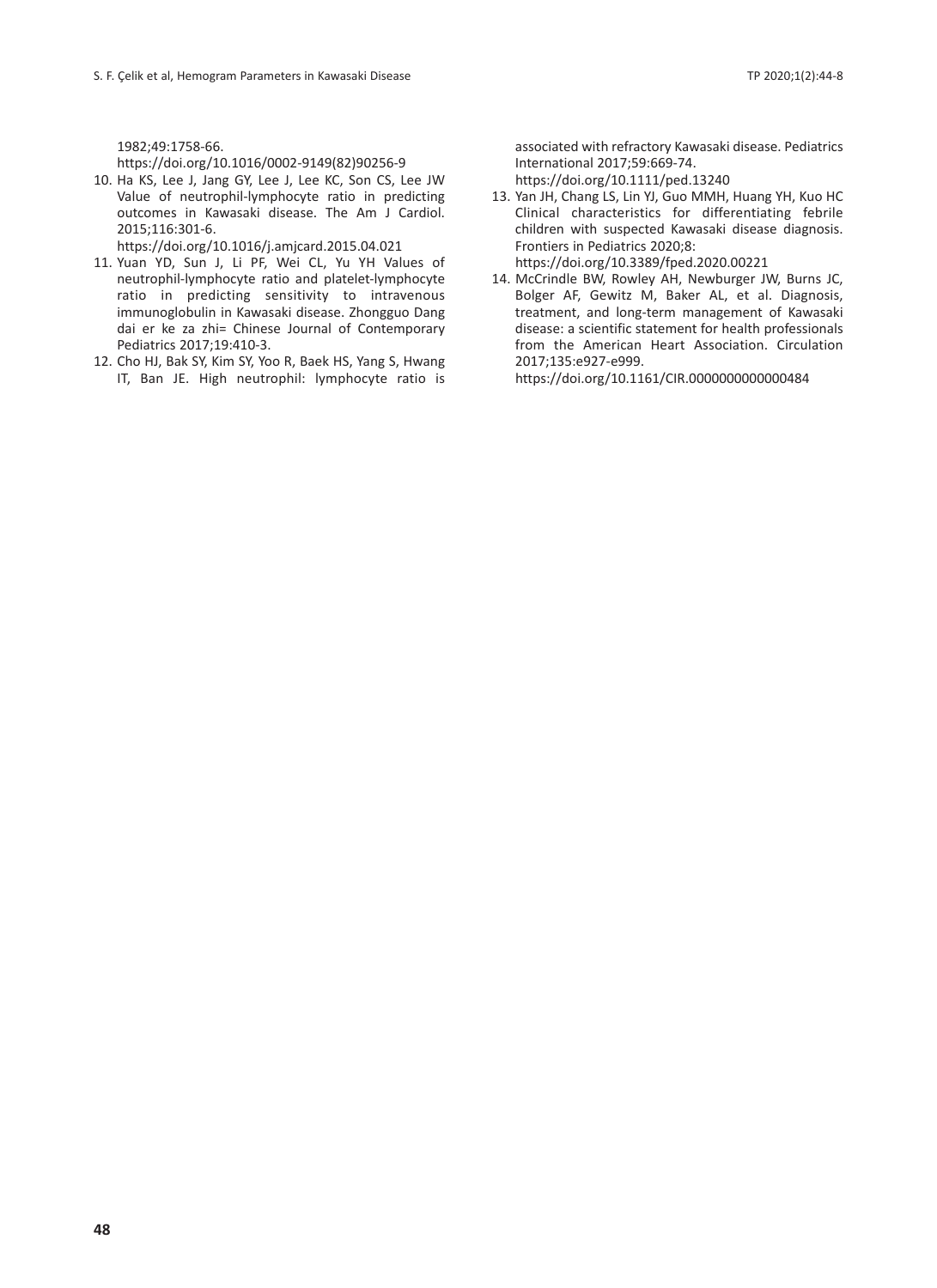1982;49:1758-66.
https://doi.org/10.1016/0002-9149(82)90256-9

10. Ha KS, Lee J, Jang GY, Lee J, Lee KC, Son CS, Lee JW Value of neutrophil-lymphocyte ratio in predicting outcomes in Kawasaki disease. The Am J Cardiol. 2015;116:301-6.
https://doi.org/10.1016/j.amjcard.2015.04.021
11. Yuan YD, Sun J, Li PF, Wei CL, Yu YH Values of neutrophil-lymphocyte ratio and platelet-lymphocyte ratio in predicting sensitivity to intravenous immunoglobulin in Kawasaki disease. Zhongguo Dang dai er ke za zhi= Chinese Journal of Contemporary Pediatrics 2017;19:410-3.
12. Cho HJ, Bak SY, Kim SY, Yoo R, Baek HS, Yang S, Hwang IT, Ban JE. High neutrophil: lymphocyte ratio is associated with refractory Kawasaki disease. Pediatrics International 2017;59:669-74.
https://doi.org/10.1111/ped.13240
13. Yan JH, Chang LS, Lin YJ, Guo MMH, Huang YH, Kuo HC Clinical characteristics for differentiating febrile children with suspected Kawasaki disease diagnosis. Frontiers in Pediatrics 2020;8:
https://doi.org/10.3389/fped.2020.00221
14. McCrindle BW, Rowley AH, Newburger JW, Burns JC, Bolger AF, Gewitz M, Baker AL, et al. Diagnosis, treatment, and long-term management of Kawasaki disease: a scientific statement for health professionals from the American Heart Association. Circulation 2017;135:e927-e999.
https://doi.org/10.1161/CIR.0000000000000484